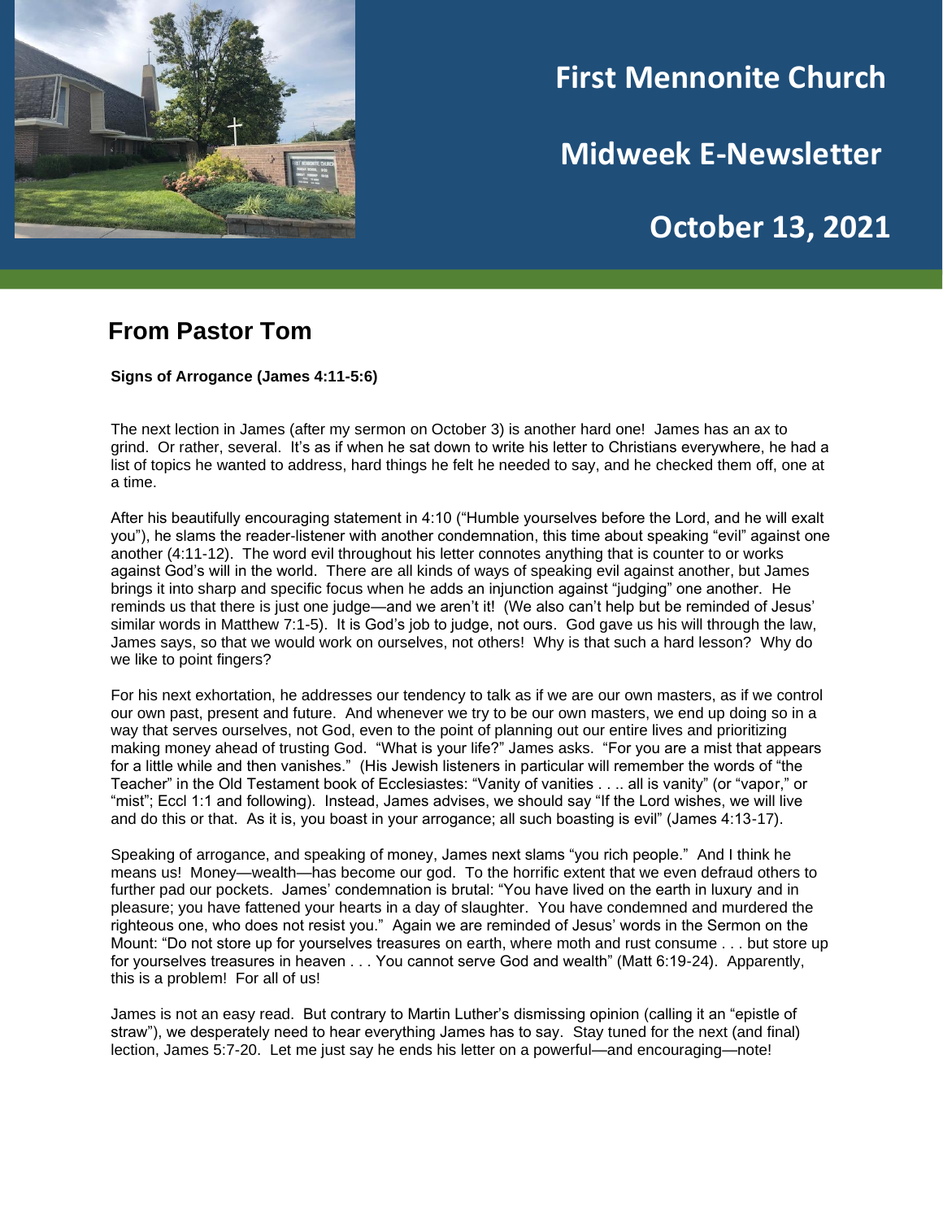# First Mennonite Church

# Midweek E-Newsletter

# October 13, 2021

## From Pastor Tom

**Signs of Arrogance (James 4:11-5:6)**

The next lection in James (after my sermon on October 3) is another hard one! James has an ax to grind. Or rather, several. It's as if when he sat down to write his letter to Christians everywhere, he had a list of topics he wanted to address, hard things he felt he needed to say, and he checked them off, one at a time.

After his beautifully encouraging statement in 4:10 ("Humble yourselves before the Lord, and he will exalt you"), he slams the reader-listener with another condemnation, this time about speaking "evil" against one another (4:11-12). The word evil throughout his letter connotes anything that is counter to or works against God's will in the world. There are all kinds of ways of speaking evil against another, but James brings it into sharp and specific focus when he adds an injunction against "judging" one another. He reminds us that there is just one judge—and we aren't it! (We also can't help but be reminded of Jesus' similar words in Matthew 7:1-5). It is God's job to judge, not ours. God gave us his will through the law, James says, so that we would work on ourselves, not others! Why is that such a hard lesson? Why do we like to point fingers?

For his next exhortation, he addresses our tendency to talk as if we are our own masters, as if we control our own past, present and future. And whenever we try to be our own masters, we end up doing so in a way that serves ourselves, not God, even to the point of planning out our entire lives and prioritizing making money ahead of trusting God. "What is your life?" James asks. "For you are a mist that appears for a little while and then vanishes." (His Jewish listeners in particular will remember the words of "the Teacher" in the Old Testament book of Ecclesiastes: "Vanity of vanities . . .. all is vanity" (or "vapor," or "mist"; Eccl 1:1 and following). Instead, James advises, we should say "If the Lord wishes, we will live and do this or that. As it is, you boast in your arrogance; all such boasting is evil" (James 4:13-17).

Speaking of arrogance, and speaking of money, James next slams "you rich people." And I think he means us! Money—wealth—has become our god. To the horrific extent that we even defraud others to further pad our pockets. James' condemnation is brutal: "You have lived on the earth in luxury and in pleasure; you have fattened your hearts in a day of slaughter. You have condemned and murdered the righteous one, who does not resist you." Again we are reminded of Jesus' words in the Sermon on the Mount: "Do not store up for yourselves treasures on earth, where moth and rust consume . . . but store up for yourselves treasures in heaven . . . You cannot serve God and wealth" (Matt 6:19-24). Apparently, this is a problem! For all of us!

James is not an easy read. But contrary to Martin Luther's dismissing opinion (calling it an "epistle of straw"), we desperately need to hear everything James has to say. Stay tuned for the next (and final) lection, James 5:7-20. Let me just say he ends his letter on a powerful—and encouraging—note!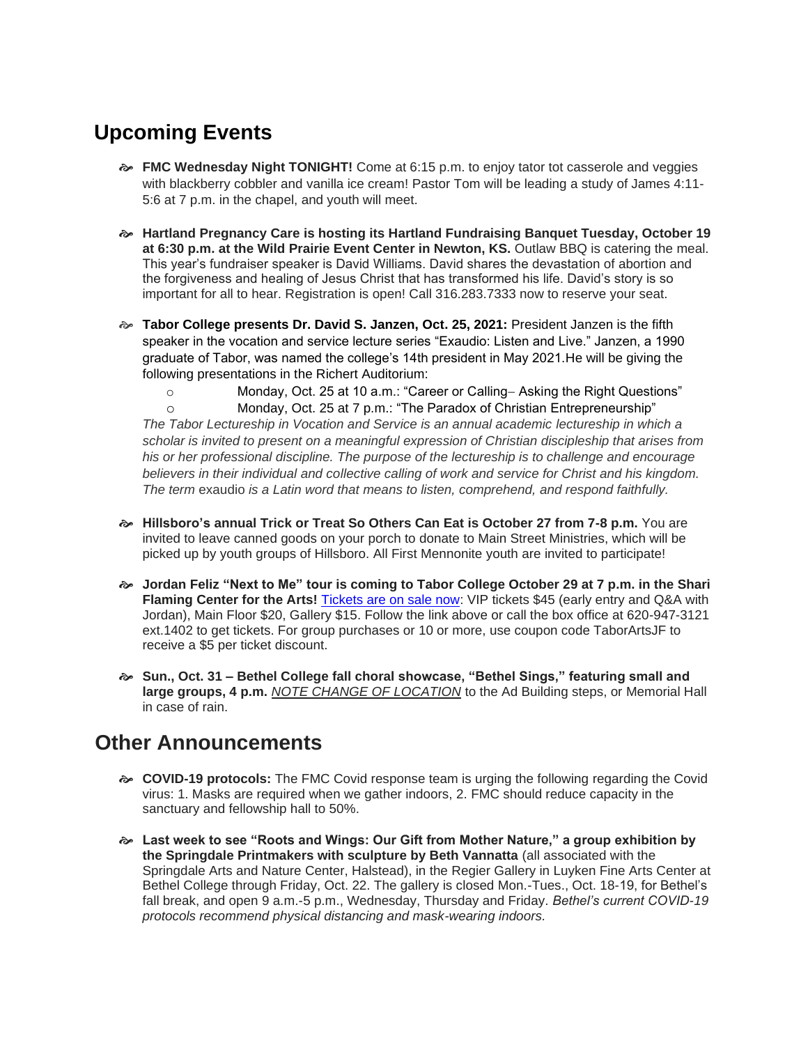## Upcoming Events

- **FMC Wednesday Night TONIGHT!** Come at 6:15 p.m. to enjoy tator tot casserole and veggies with blackberry cobbler and vanilla ice cream! Pastor Tom will be leading a study of James 4:11-5:6 at 7 p.m. in the chapel, and youth will meet.

- **Hartland Pregnancy Care is hosting its Hartland Fundraising Banquet Tuesday, October 19 at 6:30 p.m. at the Wild Prairie Event Center in Newton, KS.** Outlaw BBQ is catering the meal. This year's fundraiser speaker is David Williams. David shares the devastation of abortion and the forgiveness and healing of Jesus Christ that has transformed his life. David's story is so important for all to hear. Registration is open! Call 316.283.7333 now to reserve your seat.

- **Tabor College presents Dr. David S. Janzen, Oct. 25, 2021:** President Janzen is the fifth speaker in the vocation and service lecture series "Exaudio: Listen and Live." Janzen, a 1990 graduate of Tabor, was named the college's 14th president in May 2021.He will be giving the following presentations in the Richert Auditorium:
  - Monday, Oct. 25 at 10 a.m.: "Career or Calling– Asking the Right Questions"
  - Monday, Oct. 25 at 7 p.m.: "The Paradox of Christian Entrepreneurship"

  *The Tabor Lectureship in Vocation and Service is an annual academic lectureship in which a scholar is invited to present on a meaningful expression of Christian discipleship that arises from his or her professional discipline. The purpose of the lectureship is to challenge and encourage believers in their individual and collective calling of work and service for Christ and his kingdom. The term* exaudio *is a Latin word that means to listen, comprehend, and respond faithfully.*

- **Hillsboro's annual Trick or Treat So Others Can Eat is October 27 from 7-8 p.m.** You are invited to leave canned goods on your porch to donate to Main Street Ministries, which will be picked up by youth groups of Hillsboro. All First Mennonite youth are invited to participate!

- **Jordan Feliz "Next to Me" tour is coming to Tabor College October 29 at 7 p.m. in the Shari Flaming Center for the Arts!** Tickets are on sale now: VIP tickets $45 (early entry and Q&A with Jordan), Main Floor $20, Gallery $15. Follow the link above or call the box office at 620-947-3121 ext.1402 to get tickets. For group purchases or 10 or more, use coupon code TaborArtsJF to receive a $5 per ticket discount.

- **Sun., Oct. 31 – Bethel College fall choral showcase, "Bethel Sings," featuring small and large groups, 4 p.m.** *NOTE CHANGE OF LOCATION* to the Ad Building steps, or Memorial Hall in case of rain.

## Other Announcements

- **COVID-19 protocols:** The FMC Covid response team is urging the following regarding the Covid virus: 1. Masks are required when we gather indoors, 2. FMC should reduce capacity in the sanctuary and fellowship hall to 50%.

- **Last week to see "Roots and Wings: Our Gift from Mother Nature," a group exhibition by the Springdale Printmakers with sculpture by Beth Vannatta** (all associated with the Springdale Arts and Nature Center, Halstead), in the Regier Gallery in Luyken Fine Arts Center at Bethel College through Friday, Oct. 22. The gallery is closed Mon.-Tues., Oct. 18-19, for Bethel's fall break, and open 9 a.m.-5 p.m., Wednesday, Thursday and Friday. *Bethel's current COVID-19 protocols recommend physical distancing and mask-wearing indoors.*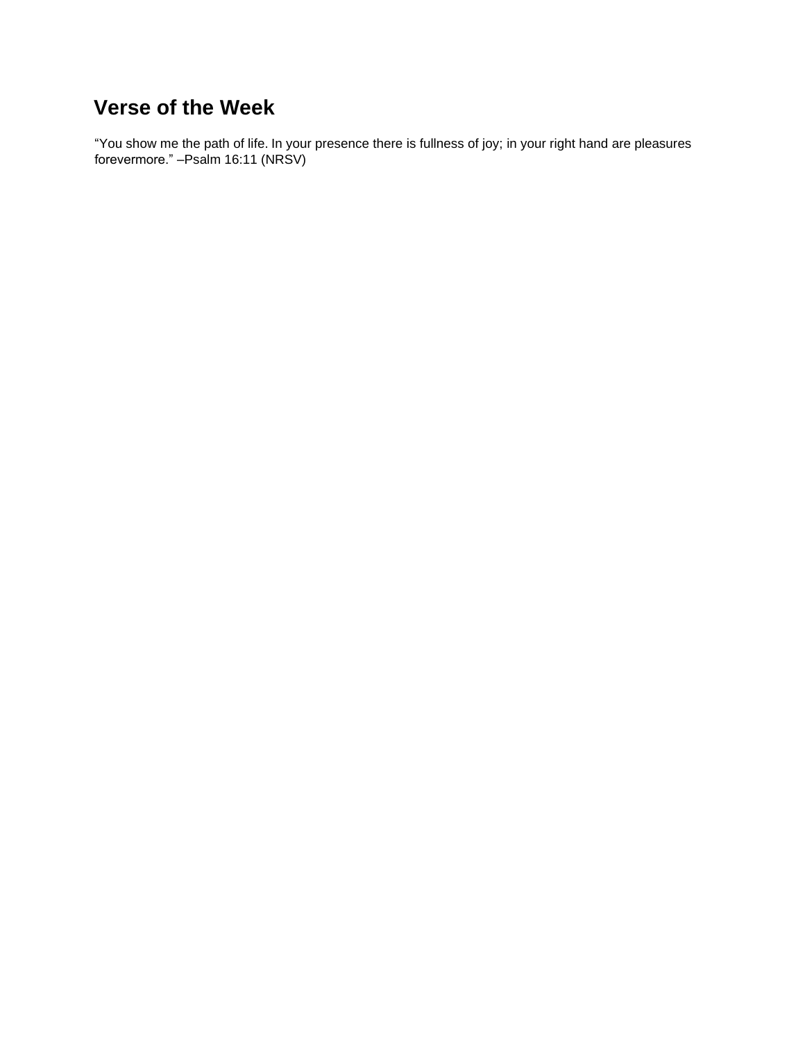## Verse of the Week

“You show me the path of life. In your presence there is fullness of joy; in your right hand are pleasures forevermore.” –Psalm 16:11 (NRSV)